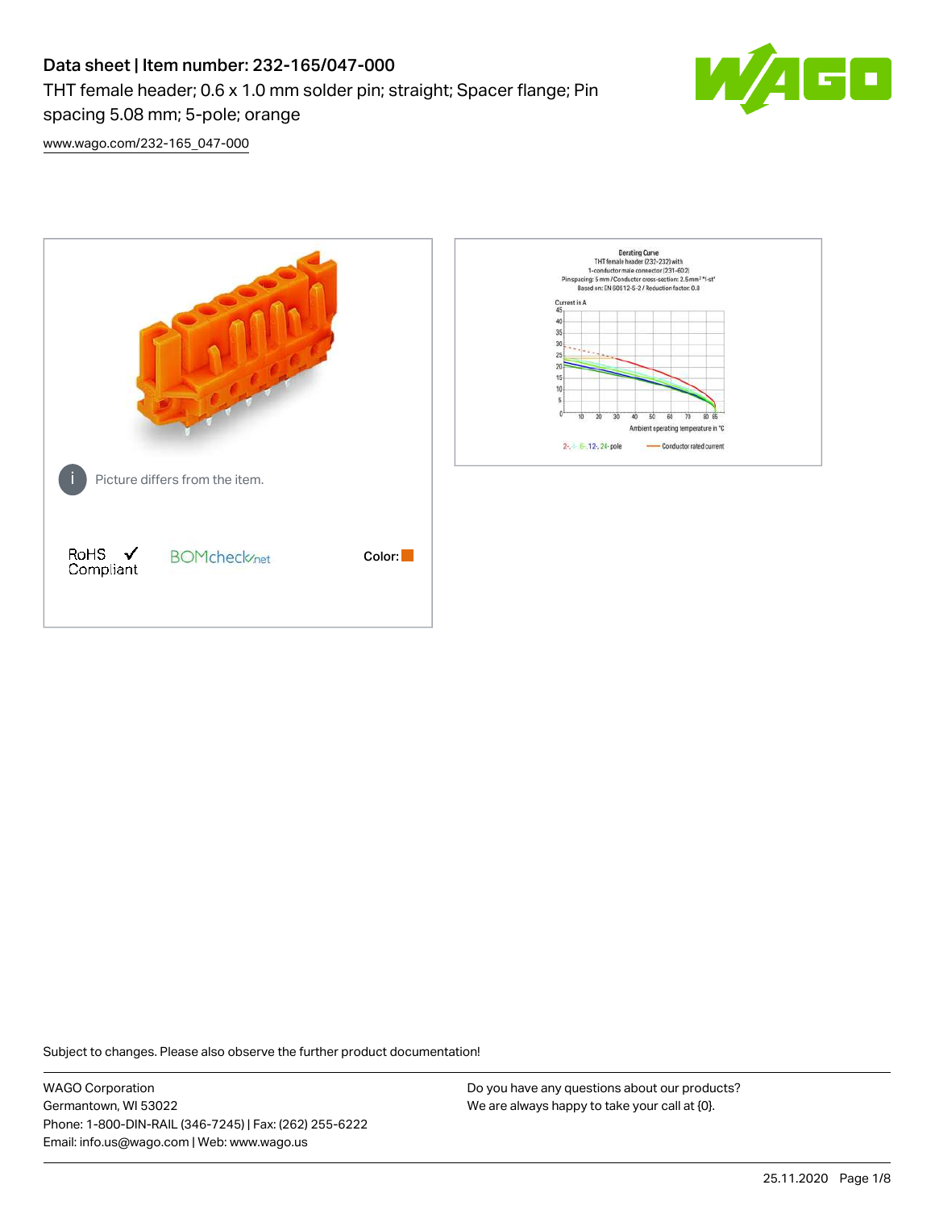# Data sheet | Item number: 232-165/047-000

THT female header; 0.6 x 1.0 mm solder pin; straight; Spacer flange; Pin spacing 5.08 mm; 5-pole; orange

www.wago.com/232-165_047-000

Picture differs from the item.

RoHS ✓ Compliant

BOMcheck.net

Color:

Subject to changes. Please also observe the further product documentation!

WAGO Corporation
Germantown, WI 53022
Phone: 1-800-DIN-RAIL (346-7245) | Fax: (262) 255-6222
Email: info.us@wago.com | Web: www.wago.us

Do you have any questions about our products?
We are always happy to take your call at {0}.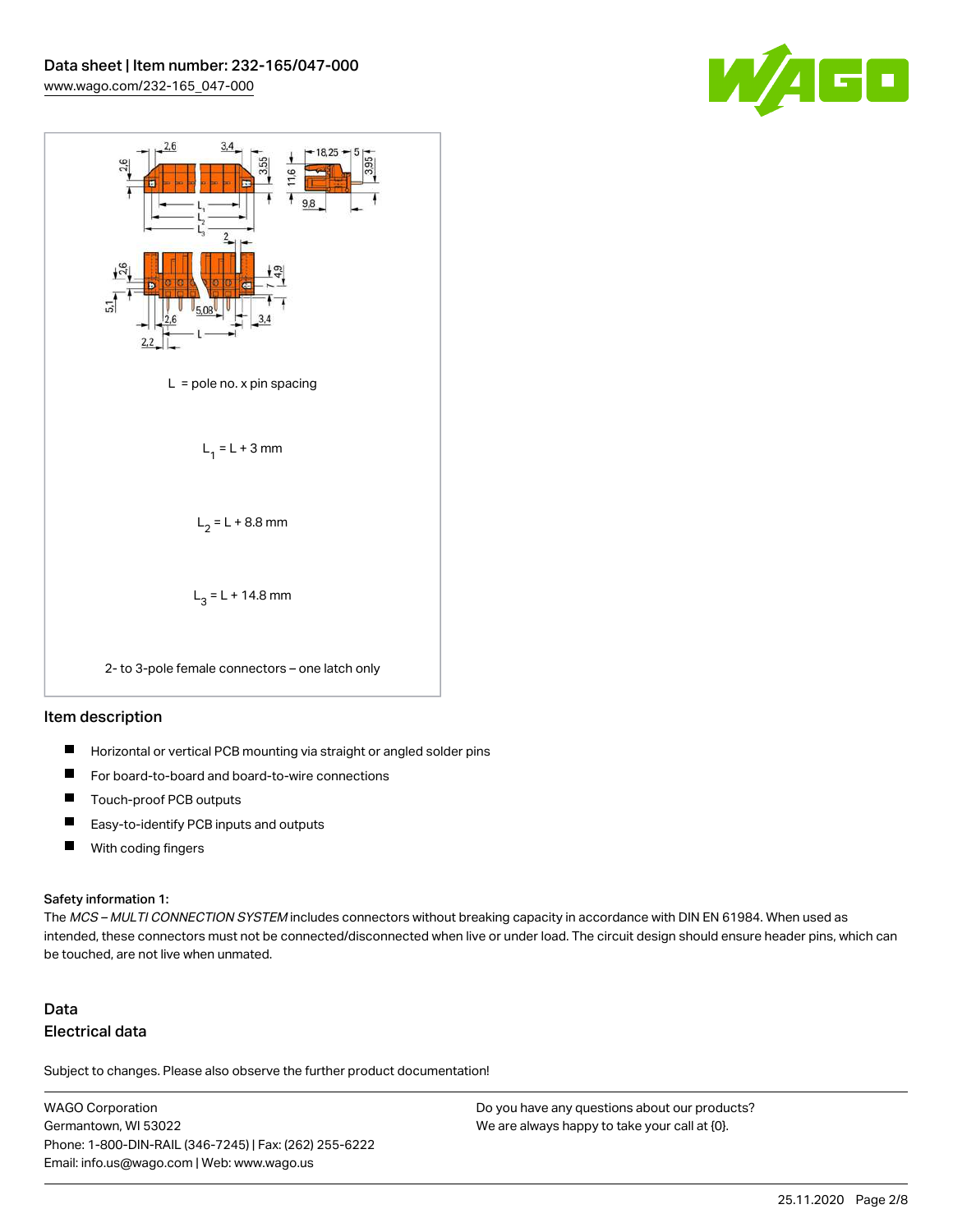L = pole no. x pin spacing

$L_1$ = L + 3 mm

$L_2$ = L + 8.8 mm

$L_3$ = L + 14.8 mm

2- to 3-pole female connectors – one latch only

## Item description

- Horizontal or vertical PCB mounting via straight or angled solder pins
- For board-to-board and board-to-wire connections
- Touch-proof PCB outputs
- Easy-to-identify PCB inputs and outputs
- With coding fingers

#### Safety information 1:

The *MCS – MULTI CONNECTION SYSTEM* includes connectors without breaking capacity in accordance with DIN EN 61984. When used as intended, these connectors must not be connected/disconnected when live or under load. The circuit design should ensure header pins, which can be touched, are not live when unmated.

## Data

### Electrical data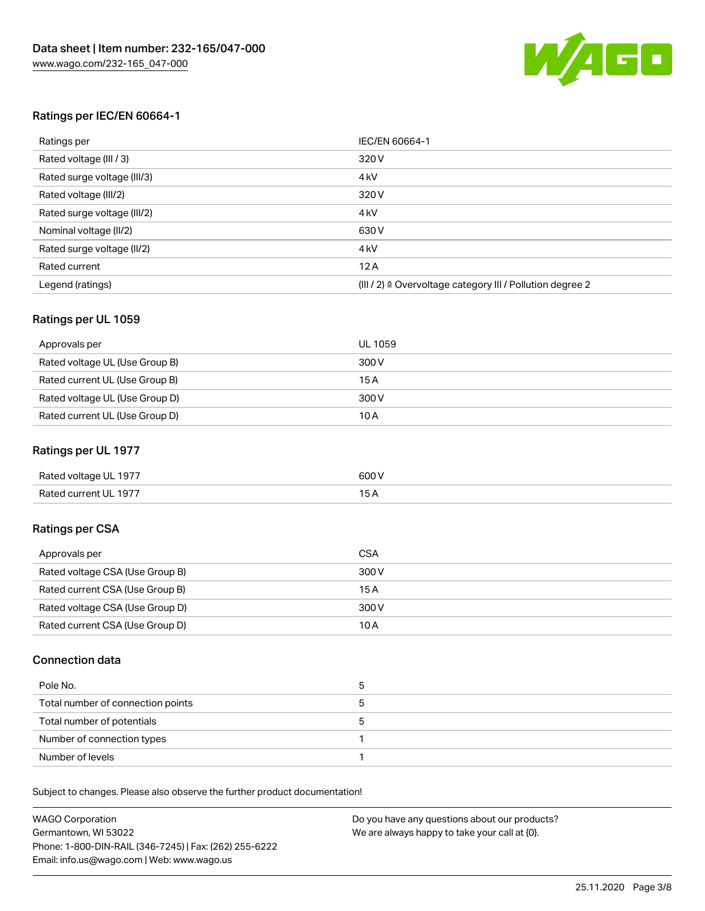## Ratings per IEC/EN 60664-1

| Ratings per | IEC/EN 60664-1 |
|---|---|
| Rated voltage (III / 3) | 320 V |
| Rated surge voltage (III/3) | 4 kV |
| Rated voltage (III/2) | 320 V |
| Rated surge voltage (III/2) | 4 kV |
| Nominal voltage (II/2) | 630 V |
| Rated surge voltage (II/2) | 4 kV |
| Rated current | 12 A |
| Legend (ratings) | (III / 2) ≙ Overvoltage category III / Pollution degree 2 |

## Ratings per UL 1059

| Approvals per | UL 1059 |
|---|---|
| Rated voltage UL (Use Group B) | 300 V |
| Rated current UL (Use Group B) | 15 A |
| Rated voltage UL (Use Group D) | 300 V |
| Rated current UL (Use Group D) | 10 A |

## Ratings per UL 1977

| Rated voltage UL 1977 | 600 V |
|---|---|
| Rated current UL 1977 | 15 A |

## Ratings per CSA

| Approvals per | CSA |
|---|---|
| Rated voltage CSA (Use Group B) | 300 V |
| Rated current CSA (Use Group B) | 15 A |
| Rated voltage CSA (Use Group D) | 300 V |
| Rated current CSA (Use Group D) | 10 A |

## Connection data

| Pole No. | 5 |
|---|---|
| Total number of connection points | 5 |
| Total number of potentials | 5 |
| Number of connection types | 1 |
| Number of levels | 1 |

Subject to changes. Please also observe the further product documentation!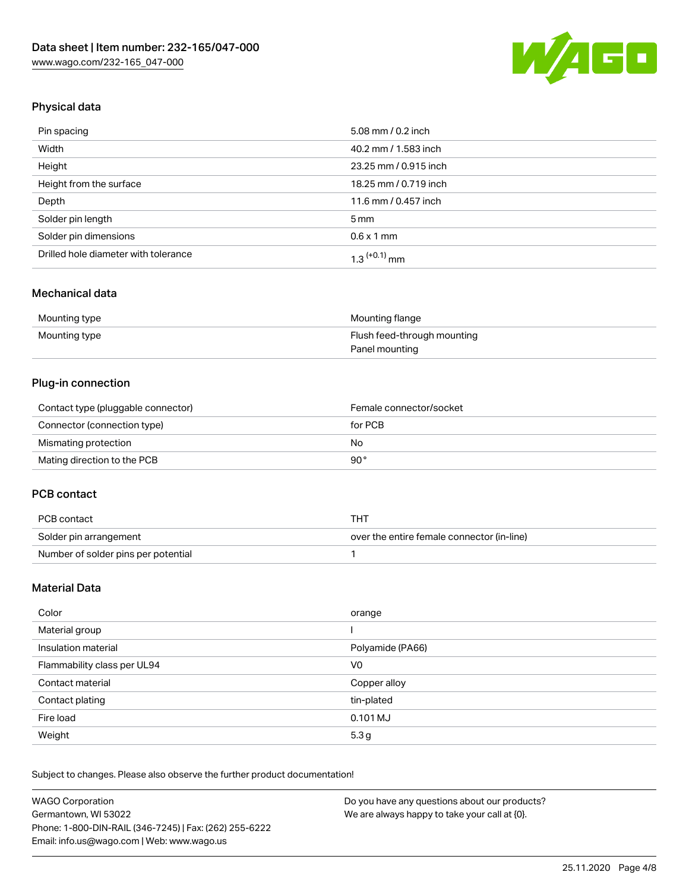## Physical data

| | |
|---|---|
| Pin spacing | 5.08 mm / 0.2 inch |
| Width | 40.2 mm / 1.583 inch |
| Height | 23.25 mm / 0.915 inch |
| Height from the surface | 18.25 mm / 0.719 inch |
| Depth | 11.6 mm / 0.457 inch |
| Solder pin length | 5 mm |
| Solder pin dimensions | 0.6 x 1 mm |
| Drilled hole diameter with tolerance | $1.3^{(+0.1)}$ mm |

## Mechanical data

| | |
|---|---|
| Mounting type | Mounting flange |
| Mounting type | Flush feed-through mounting<br>Panel mounting |

## Plug-in connection

| | |
|---|---|
| Contact type (pluggable connector) | Female connector/socket |
| Connector (connection type) | for PCB |
| Mismating protection | No |
| Mating direction to the PCB | 90 ° |

## PCB contact

| | |
|---|---|
| PCB contact | THT |
| Solder pin arrangement | over the entire female connector (in-line) |
| Number of solder pins per potential | 1 |

## Material Data

| | |
|---|---|
| Color | orange |
| Material group | I |
| Insulation material | Polyamide (PA66) |
| Flammability class per UL94 | V0 |
| Contact material | Copper alloy |
| Contact plating | tin-plated |
| Fire load | 0.101 MJ |
| Weight | 5.3 g |

Subject to changes. Please also observe the further product documentation!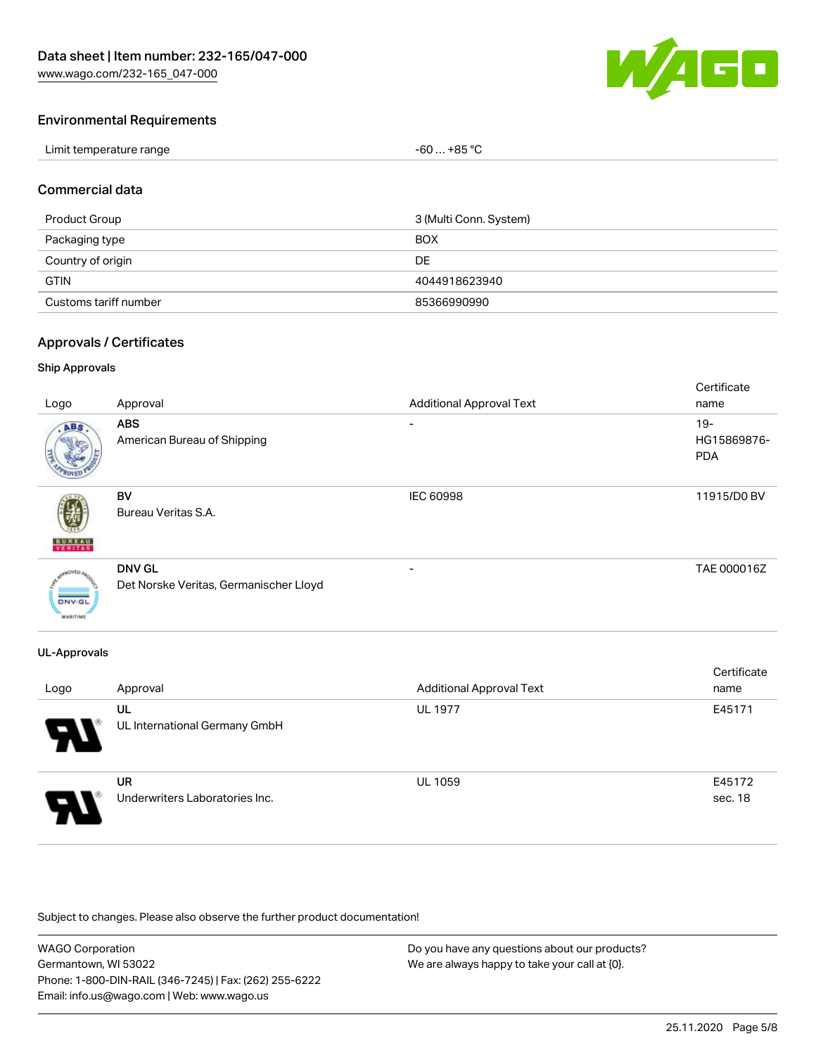## Environmental Requirements

| | |
|---|---|
| Limit temperature range | -60 … +85 °C |

## Commercial data

| | |
|---|---|
| Product Group | 3 (Multi Conn. System) |
| Packaging type | BOX |
| Country of origin | DE |
| GTIN | 4044918623940 |
| Customs tariff number | 85366990990 |

## Approvals / Certificates

### Ship Approvals

| Logo | Approval | Additional Approval Text | Certificate name |
|---|---|---|---|
| | **ABS**<br>American Bureau of Shipping | - | 19-HG15869876-PDA |
| | **BV**<br>Bureau Veritas S.A. | IEC 60998 | 11915/D0 BV |
| | **DNV GL**<br>Det Norske Veritas, Germanischer Lloyd | - | TAE 000016Z |

### UL-Approvals

| Logo | Approval | Additional Approval Text | Certificate name |
|---|---|---|---|
| | **UL**<br>UL International Germany GmbH | UL 1977 | E45171 |
| | **UR**<br>Underwriters Laboratories Inc. | UL 1059 | E45172 sec. 18 |

Subject to changes. Please also observe the further product documentation!

WAGO Corporation
Germantown, WI 53022
Phone: 1-800-DIN-RAIL (346-7245) | Fax: (262) 255-6222
Email: info.us@wago.com | Web: www.wago.us

Do you have any questions about our products?
We are always happy to take your call at {0}.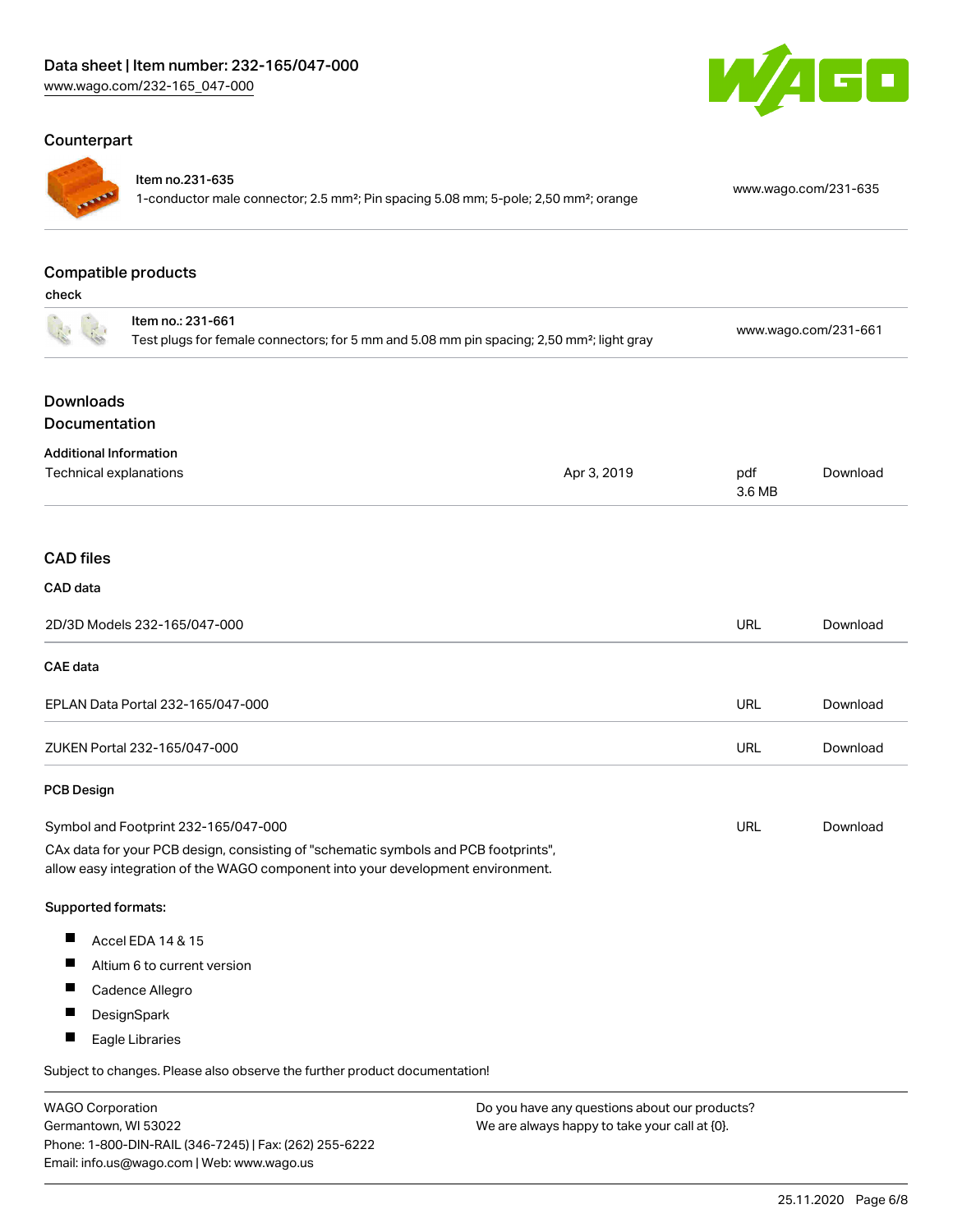## Counterpart

| Item | URL |
|---|---|
| Item no.231-635<br>1-conductor male connector; 2.5 mm²; Pin spacing 5.08 mm; 5-pole; 2,50 mm²; orange | www.wago.com/231-635 |

## Compatible products

check

| Item | URL |
|---|---|
| Item no.: 231-661<br>Test plugs for female connectors; for 5 mm and 5.08 mm pin spacing; 2,50 mm²; light gray | www.wago.com/231-661 |

## Downloads

## Documentation

**Additional Information**

| | | | |
|---|---|---|---|
| Technical explanations | Apr 3, 2019 | pdf<br>3.6 MB | Download |

## CAD files

**CAD data**

| | | |
|---|---|---|
| 2D/3D Models 232-165/047-000 | URL | Download |

**CAE data**

| | | |
|---|---|---|
| EPLAN Data Portal 232-165/047-000 | URL | Download |
| ZUKEN Portal 232-165/047-000 | URL | Download |

**PCB Design**

| | | |
|---|---|---|
| Symbol and Footprint 232-165/047-000 | URL | Download |

CAx data for your PCB design, consisting of "schematic symbols and PCB footprints", allow easy integration of the WAGO component into your development environment.

**Supported formats:**

- Accel EDA 14 & 15
- Altium 6 to current version
- Cadence Allegro
- DesignSpark
- Eagle Libraries

Subject to changes. Please also observe the further product documentation!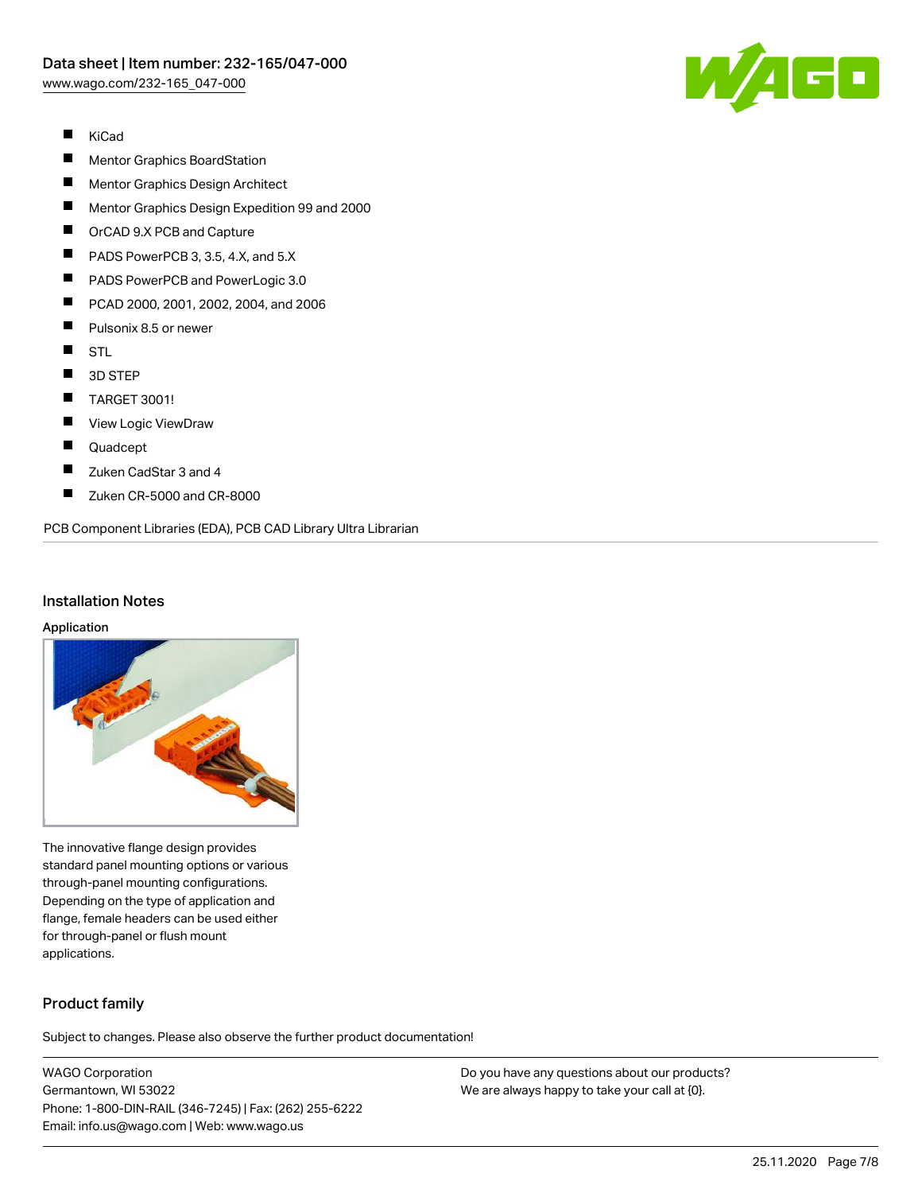- KiCad
- Mentor Graphics BoardStation
- Mentor Graphics Design Architect
- Mentor Graphics Design Expedition 99 and 2000
- OrCAD 9.X PCB and Capture
- PADS PowerPCB 3, 3.5, 4.X, and 5.X
- PADS PowerPCB and PowerLogic 3.0
- PCAD 2000, 2001, 2002, 2004, and 2006
- Pulsonix 8.5 or newer
- STL
- 3D STEP
- TARGET 3001!
- View Logic ViewDraw
- Quadcept
- Zuken CadStar 3 and 4
- Zuken CR-5000 and CR-8000

PCB Component Libraries (EDA), PCB CAD Library Ultra Librarian

## Installation Notes

### Application

The innovative flange design provides standard panel mounting options or various through-panel mounting configurations. Depending on the type of application and flange, female headers can be used either for through-panel or flush mount applications.

## Product family

Subject to changes. Please also observe the further product documentation!

WAGO Corporation
Germantown, WI 53022
Phone: 1-800-DIN-RAIL (346-7245) | Fax: (262) 255-6222
Email: info.us@wago.com | Web: www.wago.us

Do you have any questions about our products?
We are always happy to take your call at {0}.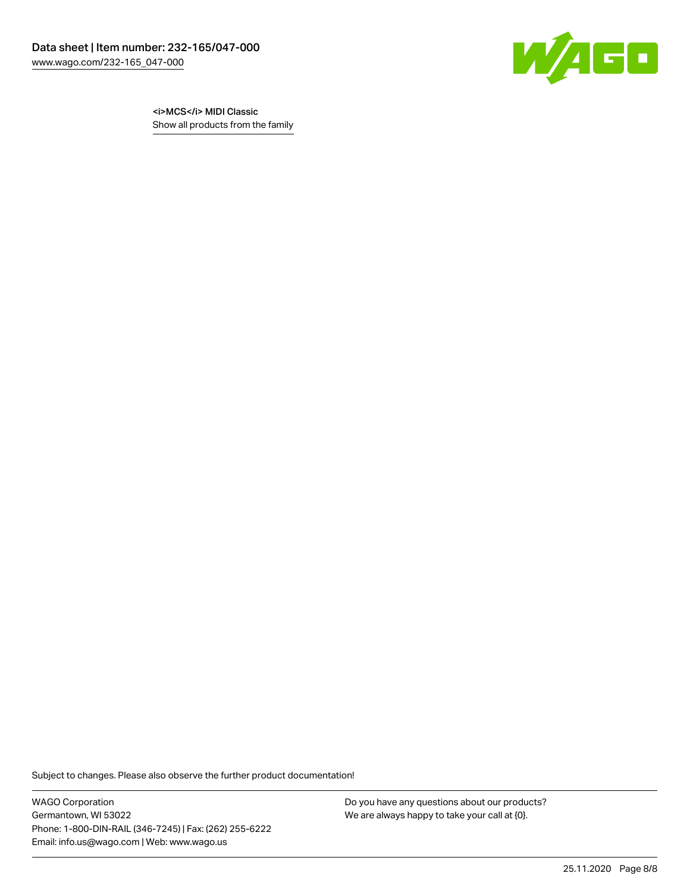<i>MCS</i> MIDI Classic
Show all products from the family

Subject to changes. Please also observe the further product documentation!

WAGO Corporation
Germantown, WI 53022
Phone: 1-800-DIN-RAIL (346-7245) | Fax: (262) 255-6222
Email: info.us@wago.com | Web: www.wago.us

Do you have any questions about our products?
We are always happy to take your call at {0}.